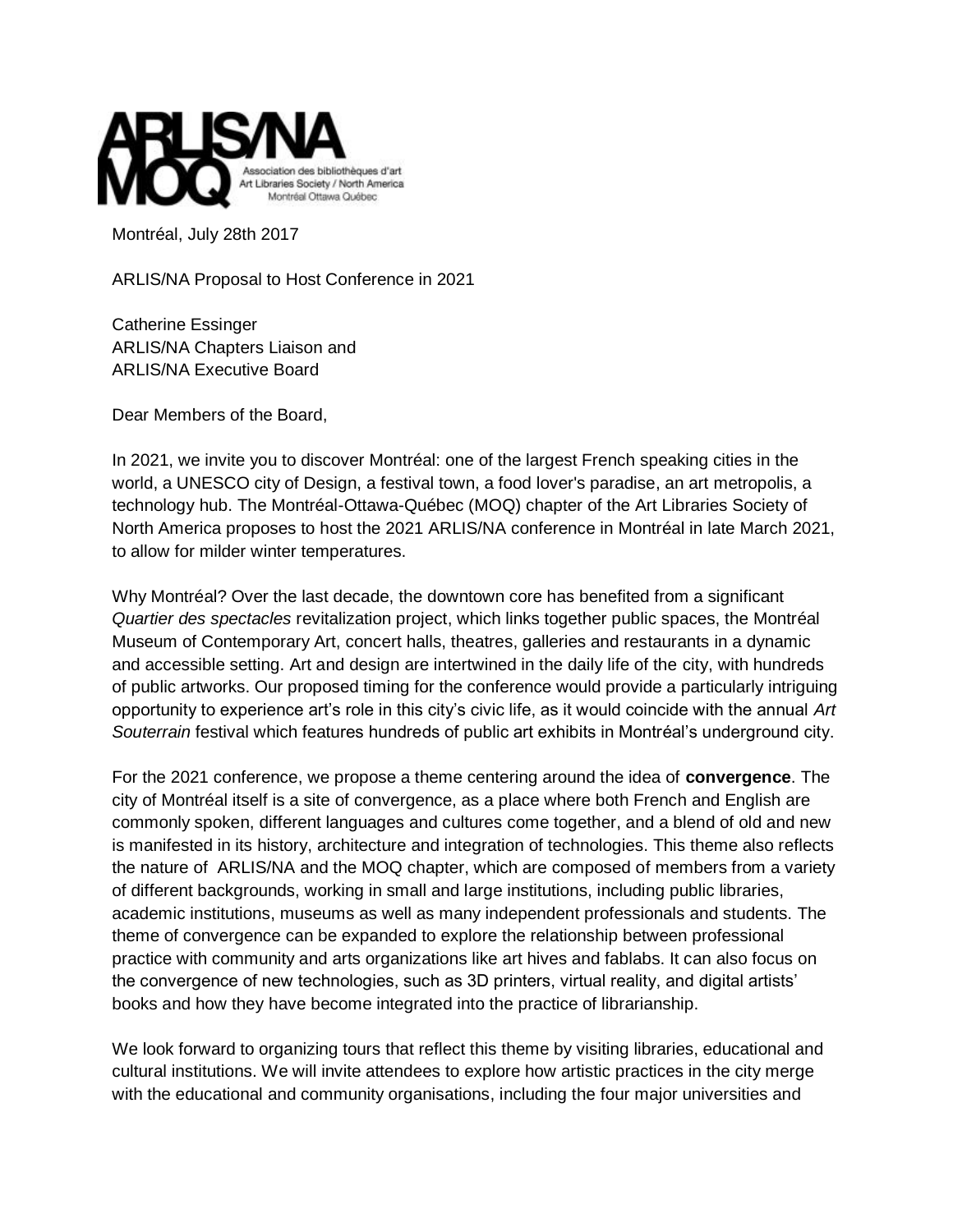ARLIS/NA MOQ
Association des bibliothèques d'art
Art Libraries Society / North America
Montréal Ottawa Québec

Montréal, July 28th 2017

ARLIS/NA Proposal to Host Conference in 2021

Catherine Essinger
ARLIS/NA Chapters Liaison and
ARLIS/NA Executive Board

Dear Members of the Board,

In 2021, we invite you to discover Montréal: one of the largest French speaking cities in the world, a UNESCO city of Design, a festival town, a food lover's paradise, an art metropolis, a technology hub. The Montréal-Ottawa-Québec (MOQ) chapter of the Art Libraries Society of North America proposes to host the 2021 ARLIS/NA conference in Montréal in late March 2021, to allow for milder winter temperatures.

Why Montréal? Over the last decade, the downtown core has benefited from a significant *Quartier des spectacles* revitalization project, which links together public spaces, the Montréal Museum of Contemporary Art, concert halls, theatres, galleries and restaurants in a dynamic and accessible setting. Art and design are intertwined in the daily life of the city, with hundreds of public artworks. Our proposed timing for the conference would provide a particularly intriguing opportunity to experience art's role in this city's civic life, as it would coincide with the annual *Art Souterrain* festival which features hundreds of public art exhibits in Montréal's underground city.

For the 2021 conference, we propose a theme centering around the idea of **convergence**. The city of Montréal itself is a site of convergence, as a place where both French and English are commonly spoken, different languages and cultures come together, and a blend of old and new is manifested in its history, architecture and integration of technologies. This theme also reflects the nature of ARLIS/NA and the MOQ chapter, which are composed of members from a variety of different backgrounds, working in small and large institutions, including public libraries, academic institutions, museums as well as many independent professionals and students. The theme of convergence can be expanded to explore the relationship between professional practice with community and arts organizations like art hives and fablabs. It can also focus on the convergence of new technologies, such as 3D printers, virtual reality, and digital artists' books and how they have become integrated into the practice of librarianship.

We look forward to organizing tours that reflect this theme by visiting libraries, educational and cultural institutions. We will invite attendees to explore how artistic practices in the city merge with the educational and community organisations, including the four major universities and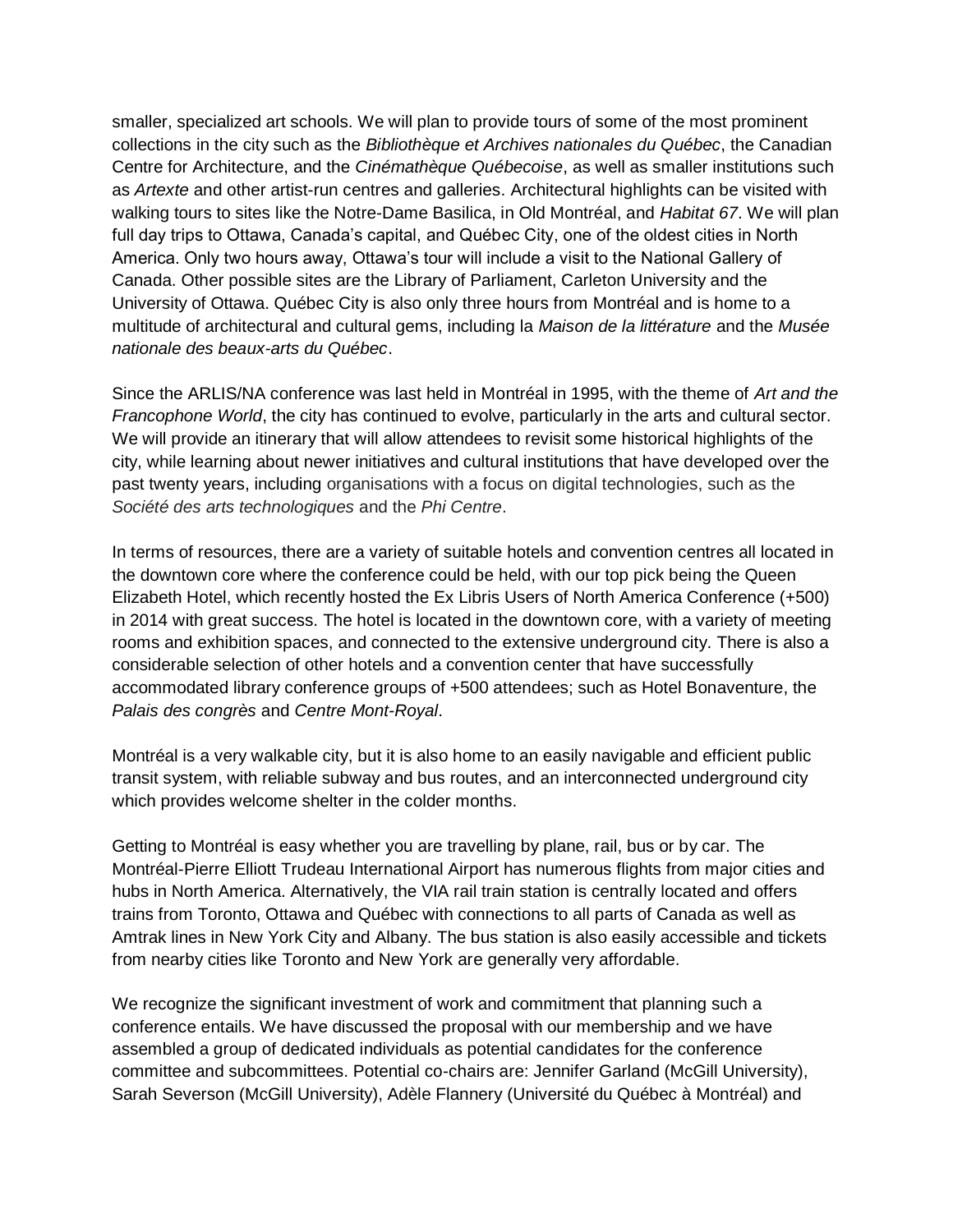smaller, specialized art schools. We will plan to provide tours of some of the most prominent collections in the city such as the *Bibliothèque et Archives nationales du Québec*, the Canadian Centre for Architecture, and the *Cinémathèque Québecoise*, as well as smaller institutions such as *Artexte* and other artist-run centres and galleries. Architectural highlights can be visited with walking tours to sites like the Notre-Dame Basilica, in Old Montréal, and *Habitat 67*. We will plan full day trips to Ottawa, Canada's capital, and Québec City, one of the oldest cities in North America. Only two hours away, Ottawa's tour will include a visit to the National Gallery of Canada. Other possible sites are the Library of Parliament, Carleton University and the University of Ottawa. Québec City is also only three hours from Montréal and is home to a multitude of architectural and cultural gems, including la *Maison de la littérature* and the *Musée nationale des beaux-arts du Québec*.

Since the ARLIS/NA conference was last held in Montréal in 1995, with the theme of *Art and the Francophone World*, the city has continued to evolve, particularly in the arts and cultural sector. We will provide an itinerary that will allow attendees to revisit some historical highlights of the city, while learning about newer initiatives and cultural institutions that have developed over the past twenty years, including organisations with a focus on digital technologies, such as the *Société des arts technologiques* and the *Phi Centre*.

In terms of resources, there are a variety of suitable hotels and convention centres all located in the downtown core where the conference could be held, with our top pick being the Queen Elizabeth Hotel, which recently hosted the Ex Libris Users of North America Conference (+500) in 2014 with great success. The hotel is located in the downtown core, with a variety of meeting rooms and exhibition spaces, and connected to the extensive underground city. There is also a considerable selection of other hotels and a convention center that have successfully accommodated library conference groups of +500 attendees; such as Hotel Bonaventure, the *Palais des congrès* and *Centre Mont-Royal*.

Montréal is a very walkable city, but it is also home to an easily navigable and efficient public transit system, with reliable subway and bus routes, and an interconnected underground city which provides welcome shelter in the colder months.

Getting to Montréal is easy whether you are travelling by plane, rail, bus or by car. The Montréal-Pierre Elliott Trudeau International Airport has numerous flights from major cities and hubs in North America. Alternatively, the VIA rail train station is centrally located and offers trains from Toronto, Ottawa and Québec with connections to all parts of Canada as well as Amtrak lines in New York City and Albany. The bus station is also easily accessible and tickets from nearby cities like Toronto and New York are generally very affordable.

We recognize the significant investment of work and commitment that planning such a conference entails. We have discussed the proposal with our membership and we have assembled a group of dedicated individuals as potential candidates for the conference committee and subcommittees. Potential co-chairs are: Jennifer Garland (McGill University), Sarah Severson (McGill University), Adèle Flannery (Université du Québec à Montréal) and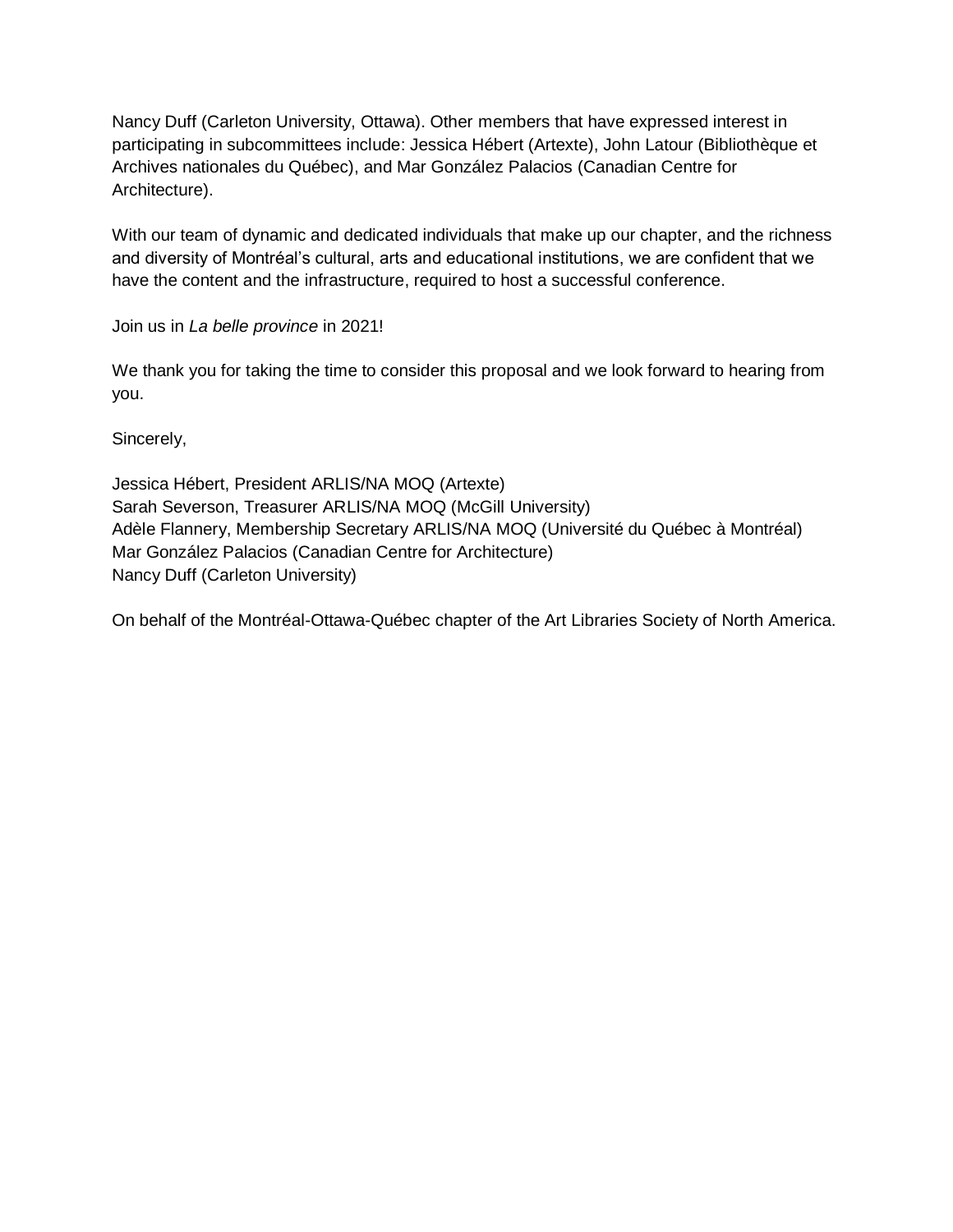Nancy Duff (Carleton University, Ottawa). Other members that have expressed interest in participating in subcommittees include: Jessica Hébert (Artexte), John Latour (Bibliothèque et Archives nationales du Québec), and Mar González Palacios (Canadian Centre for Architecture).

With our team of dynamic and dedicated individuals that make up our chapter, and the richness and diversity of Montréal's cultural, arts and educational institutions, we are confident that we have the content and the infrastructure, required to host a successful conference.

Join us in *La belle province* in 2021!

We thank you for taking the time to consider this proposal and we look forward to hearing from you.

Sincerely,

Jessica Hébert, President ARLIS/NA MOQ (Artexte)
Sarah Severson, Treasurer ARLIS/NA MOQ (McGill University)
Adèle Flannery, Membership Secretary ARLIS/NA MOQ (Université du Québec à Montréal)
Mar González Palacios (Canadian Centre for Architecture)
Nancy Duff (Carleton University)

On behalf of the Montréal-Ottawa-Québec chapter of the Art Libraries Society of North America.